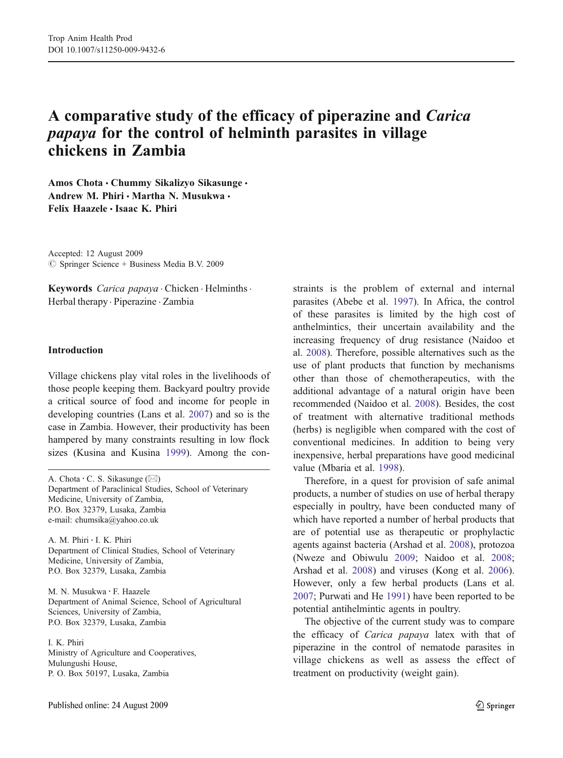# A comparative study of the efficacy of piperazine and *Carica papaya* for the control of helminth parasites in village chickens in Zambia

**Amos Chota · Chummy Sikalizyo Sikasunge · Andrew M. Phiri · Martha N. Musukwa · Felix Haazele · Isaac K. Phiri**

Accepted: 12 August 2009
© Springer Science + Business Media B.V. 2009

**Keywords** *Carica papaya* · Chicken · Helminths · Herbal therapy · Piperazine · Zambia

A. Chota · C. S. Sikasunge (✉)
Department of Paraclinical Studies, School of Veterinary Medicine, University of Zambia,
P.O. Box 32379, Lusaka, Zambia
e-mail: chumsika@yahoo.co.uk

A. M. Phiri · I. K. Phiri
Department of Clinical Studies, School of Veterinary Medicine, University of Zambia,
P.O. Box 32379, Lusaka, Zambia

M. N. Musukwa · F. Haazele
Department of Animal Science, School of Agricultural Sciences, University of Zambia,
P.O. Box 32379, Lusaka, Zambia

I. K. Phiri
Ministry of Agriculture and Cooperatives,
Mulungushi House,
P. O. Box 50197, Lusaka, Zambia

## Introduction

Village chickens play vital roles in the livelihoods of those people keeping them. Backyard poultry provide a critical source of food and income for people in developing countries (Lans et al. 2007) and so is the case in Zambia. However, their productivity has been hampered by many constraints resulting in low flock sizes (Kusina and Kusina 1999). Among the constraints is the problem of external and internal parasites (Abebe et al. 1997). In Africa, the control of these parasites is limited by the high cost of anthelmintics, their uncertain availability and the increasing frequency of drug resistance (Naidoo et al. 2008). Therefore, possible alternatives such as the use of plant products that function by mechanisms other than those of chemotherapeutics, with the additional advantage of a natural origin have been recommended (Naidoo et al. 2008). Besides, the cost of treatment with alternative traditional methods (herbs) is negligible when compared with the cost of conventional medicines. In addition to being very inexpensive, herbal preparations have good medicinal value (Mbaria et al. 1998).

Therefore, in a quest for provision of safe animal products, a number of studies on use of herbal therapy especially in poultry, have been conducted many of which have reported a number of herbal products that are of potential use as therapeutic or prophylactic agents against bacteria (Arshad et al. 2008), protozoa (Nweze and Obiwulu 2009; Naidoo et al. 2008; Arshad et al. 2008) and viruses (Kong et al. 2006). However, only a few herbal products (Lans et al. 2007; Purwati and He 1991) have been reported to be potential antihelmintic agents in poultry.

The objective of the current study was to compare the efficacy of *Carica papaya* latex with that of piperazine in the control of nematode parasites in village chickens as well as assess the effect of treatment on productivity (weight gain).

Published online: 24 August 2009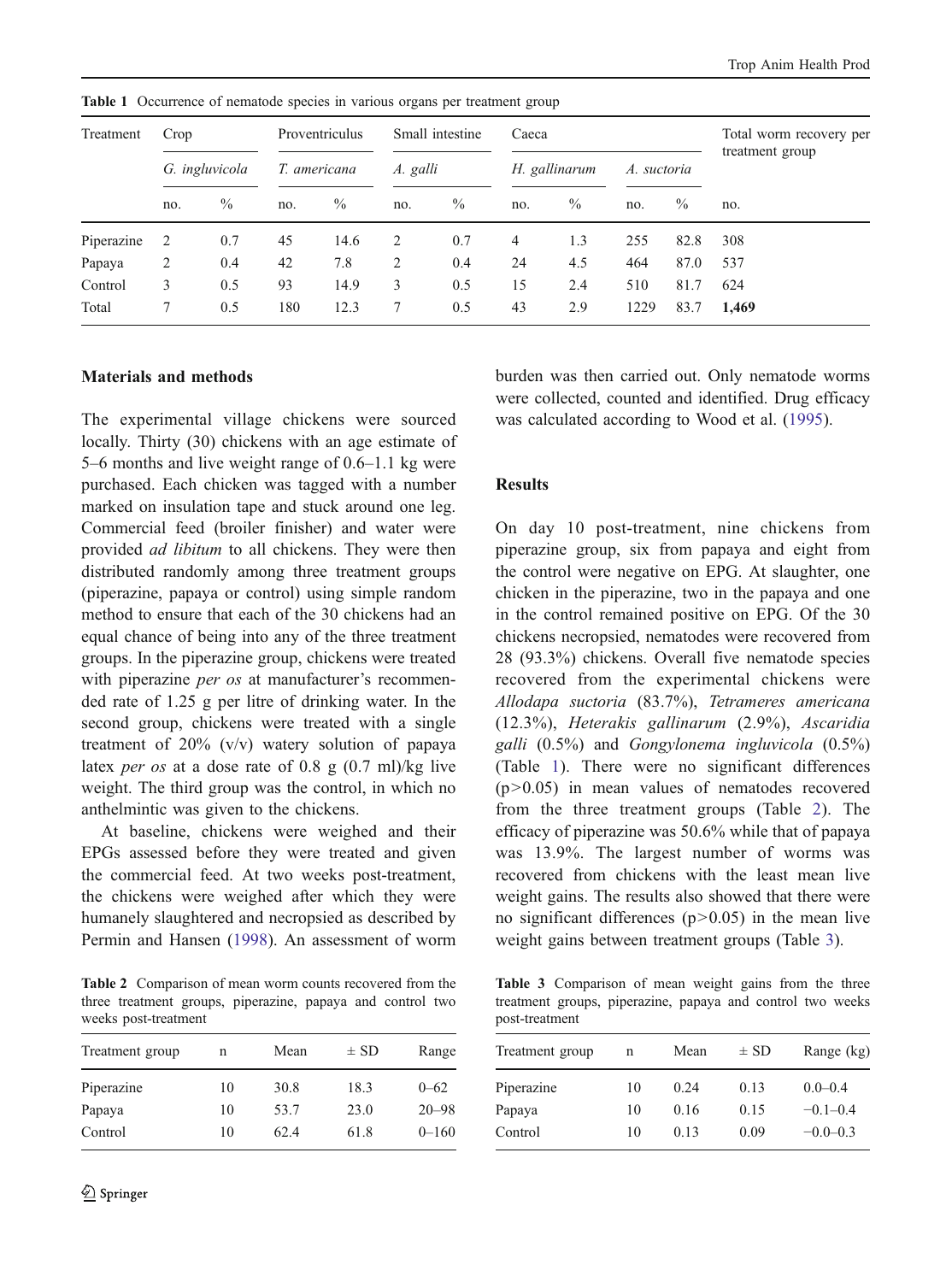**Table 1** Occurrence of nematode species in various organs per treatment group

| Treatment | Crop | | Proventriculus | | Small intestine | | Caeca | | | | Total worm recovery per treatment group |
|---|---|---|---|---|---|---|---|---|---|---|---|
| | *G. ingluvicola* | | *T. americana* | | *A. galli* | | *H. gallinarum* | | *A. suctoria* | | |
| | no. | % | no. | % | no. | % | no. | % | no. | % | no. |
| Piperazine | 2 | 0.7 | 45 | 14.6 | 2 | 0.7 | 4 | 1.3 | 255 | 82.8 | 308 |
| Papaya | 2 | 0.4 | 42 | 7.8 | 2 | 0.4 | 24 | 4.5 | 464 | 87.0 | 537 |
| Control | 3 | 0.5 | 93 | 14.9 | 3 | 0.5 | 15 | 2.4 | 510 | 81.7 | 624 |
| Total | 7 | 0.5 | 180 | 12.3 | 7 | 0.5 | 43 | 2.9 | 1229 | 83.7 | **1,469** |

## Materials and methods

The experimental village chickens were sourced locally. Thirty (30) chickens with an age estimate of 5–6 months and live weight range of 0.6–1.1 kg were purchased. Each chicken was tagged with a number marked on insulation tape and stuck around one leg. Commercial feed (broiler finisher) and water were provided *ad libitum* to all chickens. They were then distributed randomly among three treatment groups (piperazine, papaya or control) using simple random method to ensure that each of the 30 chickens had an equal chance of being into any of the three treatment groups. In the piperazine group, chickens were treated with piperazine *per os* at manufacturer's recommended rate of 1.25 g per litre of drinking water. In the second group, chickens were treated with a single treatment of 20% (v/v) watery solution of papaya latex *per os* at a dose rate of 0.8 g (0.7 ml)/kg live weight. The third group was the control, in which no anthelmintic was given to the chickens.

At baseline, chickens were weighed and their EPGs assessed before they were treated and given the commercial feed. At two weeks post-treatment, the chickens were weighed after which they were humanely slaughtered and necropsied as described by Permin and Hansen (1998). An assessment of worm burden was then carried out. Only nematode worms were collected, counted and identified. Drug efficacy was calculated according to Wood et al. (1995).

## Results

On day 10 post-treatment, nine chickens from piperazine group, six from papaya and eight from the control were negative on EPG. At slaughter, one chicken in the piperazine, two in the papaya and one in the control remained positive on EPG. Of the 30 chickens necropsied, nematodes were recovered from 28 (93.3%) chickens. Overall five nematode species recovered from the experimental chickens were *Allodapa suctoria* (83.7%), *Tetrameres americana* (12.3%), *Heterakis gallinarum* (2.9%), *Ascaridia galli* (0.5%) and *Gongylonema ingluvicola* (0.5%) (Table 1). There were no significant differences ($p > 0.05$) in mean values of nematodes recovered from the three treatment groups (Table 2). The efficacy of piperazine was 50.6% while that of papaya was 13.9%. The largest number of worms was recovered from chickens with the least mean live weight gains. The results also showed that there were no significant differences ($p > 0.05$) in the mean live weight gains between treatment groups (Table 3).

**Table 2** Comparison of mean worm counts recovered from the three treatment groups, piperazine, papaya and control two weeks post-treatment

| Treatment group | n | Mean | ± SD | Range |
|---|---|---|---|---|
| Piperazine | 10 | 30.8 | 18.3 | 0–62 |
| Papaya | 10 | 53.7 | 23.0 | 20–98 |
| Control | 10 | 62.4 | 61.8 | 0–160 |

**Table 3** Comparison of mean weight gains from the three treatment groups, piperazine, papaya and control two weeks post-treatment

| Treatment group | n | Mean | ± SD | Range (kg) |
|---|---|---|---|---|
| Piperazine | 10 | 0.24 | 0.13 | 0.0–0.4 |
| Papaya | 10 | 0.16 | 0.15 | −0.1–0.4 |
| Control | 10 | 0.13 | 0.09 | −0.0–0.3 |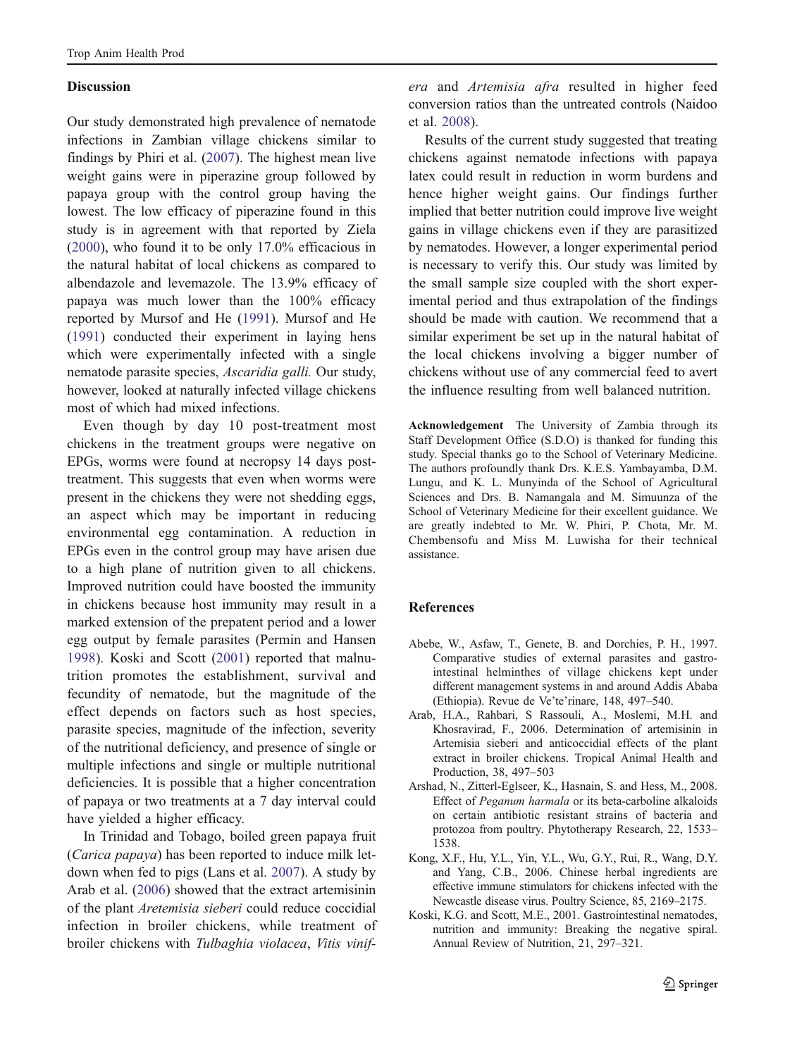## Discussion

Our study demonstrated high prevalence of nematode infections in Zambian village chickens similar to findings by Phiri et al. (2007). The highest mean live weight gains were in piperazine group followed by papaya group with the control group having the lowest. The low efficacy of piperazine found in this study is in agreement with that reported by Ziela (2000), who found it to be only 17.0% efficacious in the natural habitat of local chickens as compared to albendazole and levemazole. The 13.9% efficacy of papaya was much lower than the 100% efficacy reported by Mursof and He (1991). Mursof and He (1991) conducted their experiment in laying hens which were experimentally infected with a single nematode parasite species, *Ascaridia galli.* Our study, however, looked at naturally infected village chickens most of which had mixed infections.

Even though by day 10 post-treatment most chickens in the treatment groups were negative on EPGs, worms were found at necropsy 14 days post-treatment. This suggests that even when worms were present in the chickens they were not shedding eggs, an aspect which may be important in reducing environmental egg contamination. A reduction in EPGs even in the control group may have arisen due to a high plane of nutrition given to all chickens. Improved nutrition could have boosted the immunity in chickens because host immunity may result in a marked extension of the prepatent period and a lower egg output by female parasites (Permin and Hansen 1998). Koski and Scott (2001) reported that malnutrition promotes the establishment, survival and fecundity of nematode, but the magnitude of the effect depends on factors such as host species, parasite species, magnitude of the infection, severity of the nutritional deficiency, and presence of single or multiple infections and single or multiple nutritional deficiencies. It is possible that a higher concentration of papaya or two treatments at a 7 day interval could have yielded a higher efficacy.

In Trinidad and Tobago, boiled green papaya fruit (*Carica papaya*) has been reported to induce milk let-down when fed to pigs (Lans et al. 2007). A study by Arab et al. (2006) showed that the extract artemisinin of the plant *Aretemisia sieberi* could reduce coccidial infection in broiler chickens, while treatment of broiler chickens with *Tulbaghia violacea*, *Vitis vinifera* and *Artemisia afra* resulted in higher feed conversion ratios than the untreated controls (Naidoo et al. 2008).

Results of the current study suggested that treating chickens against nematode infections with papaya latex could result in reduction in worm burdens and hence higher weight gains. Our findings further implied that better nutrition could improve live weight gains in village chickens even if they are parasitized by nematodes. However, a longer experimental period is necessary to verify this. Our study was limited by the small sample size coupled with the short experimental period and thus extrapolation of the findings should be made with caution. We recommend that a similar experiment be set up in the natural habitat of the local chickens involving a bigger number of chickens without use of any commercial feed to avert the influence resulting from well balanced nutrition.

**Acknowledgement** The University of Zambia through its Staff Development Office (S.D.O) is thanked for funding this study. Special thanks go to the School of Veterinary Medicine. The authors profoundly thank Drs. K.E.S. Yambayamba, D.M. Lungu, and K. L. Munyinda of the School of Agricultural Sciences and Drs. B. Namangala and M. Simuunza of the School of Veterinary Medicine for their excellent guidance. We are greatly indebted to Mr. W. Phiri, P. Chota, Mr. M. Chembensofu and Miss M. Luwisha for their technical assistance.

## References

Abebe, W., Asfaw, T., Genete, B. and Dorchies, P. H., 1997. Comparative studies of external parasites and gastro-intestinal helminthes of village chickens kept under different management systems in and around Addis Ababa (Ethiopia). Revue de Ve'te'rinare, 148, 497–540.

Arab, H.A., Rahbari, S Rassouli, A., Moslemi, M.H. and Khosravirad, F., 2006. Determination of artemisinin in Artemisia sieberi and anticoccidial effects of the plant extract in broiler chickens. Tropical Animal Health and Production, 38, 497–503

Arshad, N., Zitterl-Eglseer, K., Hasnain, S. and Hess, M., 2008. Effect of *Peganum harmala* or its beta-carboline alkaloids on certain antibiotic resistant strains of bacteria and protozoa from poultry. Phytotherapy Research, 22, 1533–1538.

Kong, X.F., Hu, Y.L., Yin, Y.L., Wu, G.Y., Rui, R., Wang, D.Y. and Yang, C.B., 2006. Chinese herbal ingredients are effective immune stimulators for chickens infected with the Newcastle disease virus. Poultry Science, 85, 2169–2175.

Koski, K.G. and Scott, M.E., 2001. Gastrointestinal nematodes, nutrition and immunity: Breaking the negative spiral. Annual Review of Nutrition, 21, 297–321.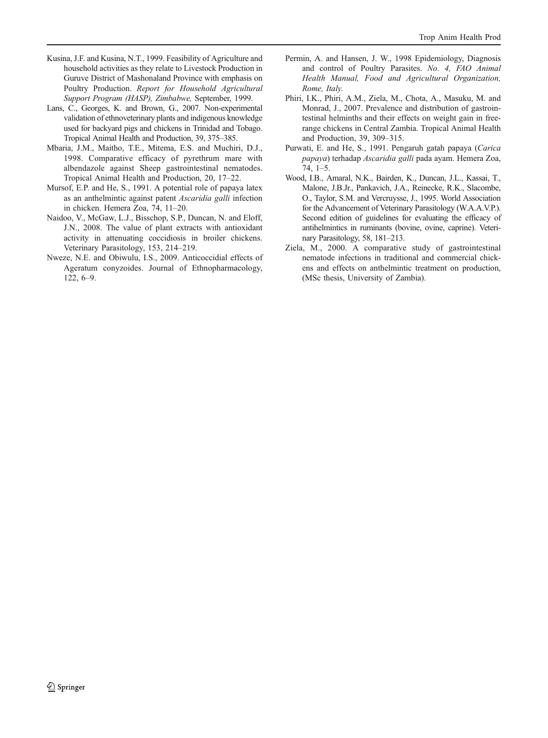Kusina, J.F. and Kusina, N.T., 1999. Feasibility of Agriculture and household activities as they relate to Livestock Production in Guruve District of Mashonaland Province with emphasis on Poultry Production. *Report for Household Agricultural Support Program (HASP), Zimbabwe,* September, 1999.

Lans, C., Georges, K. and Brown, G., 2007. Non-experimental validation of ethnoveterinary plants and indigenous knowledge used for backyard pigs and chickens in Trinidad and Tobago. Tropical Animal Health and Production, 39, 375–385.

Mbaria, J.M., Maitho, T.E., Mitema, E.S. and Muchiri, D.J., 1998. Comparative efficacy of pyrethrum mare with albendazole against Sheep gastrointestinal nematodes. Tropical Animal Health and Production, 20, 17–22.

Mursof, E.P. and He, S., 1991. A potential role of papaya latex as an anthelmintic against patent *Ascaridia galli* infection in chicken. Hemera Zoa, 74, 11–20.

Naidoo, V., McGaw, L.J., Bisschop, S.P., Duncan, N. and Eloff, J.N., 2008. The value of plant extracts with antioxidant activity in attenuating coccidiosis in broiler chickens. Veterinary Parasitology, 153, 214–219.

Nweze, N.E. and Obiwulu, I.S., 2009. Anticoccidial effects of Ageratum conyzoides. Journal of Ethnopharmacology, 122, 6–9.

Permin, A. and Hansen, J. W., 1998 Epidemiology, Diagnosis and control of Poultry Parasites. *No. 4, FAO Animal Health Manual, Food and Agricultural Organization, Rome, Italy.*

Phiri, I.K., Phiri, A.M., Ziela, M., Chota, A., Masuku, M. and Monrad, J., 2007. Prevalence and distribution of gastrointestinal helminths and their effects on weight gain in free-range chickens in Central Zambia. Tropical Animal Health and Production, 39, 309–315.

Purwati, E. and He, S., 1991. Pengaruh gatah papaya (*Carica papaya*) terhadap *Ascaridia galli* pada ayam. Hemera Zoa, 74, 1–5.

Wood, I.B., Amaral, N.K., Bairden, K., Duncan, J.L., Kassai, T., Malone, J.B.Jr., Pankavich, J.A., Reinecke, R.K., Slacombe, O., Taylor, S.M. and Vercruysse, J., 1995. World Association for the Advancement of Veterinary Parasitology (W.A.A.V.P.). Second edition of guidelines for evaluating the efficacy of antihelmintics in ruminants (bovine, ovine, caprine). Veterinary Parasitology, 58, 181–213.

Ziela, M., 2000. A comparative study of gastrointestinal nematode infections in traditional and commercial chickens and effects on anthelmintic treatment on production, (MSc thesis, University of Zambia).